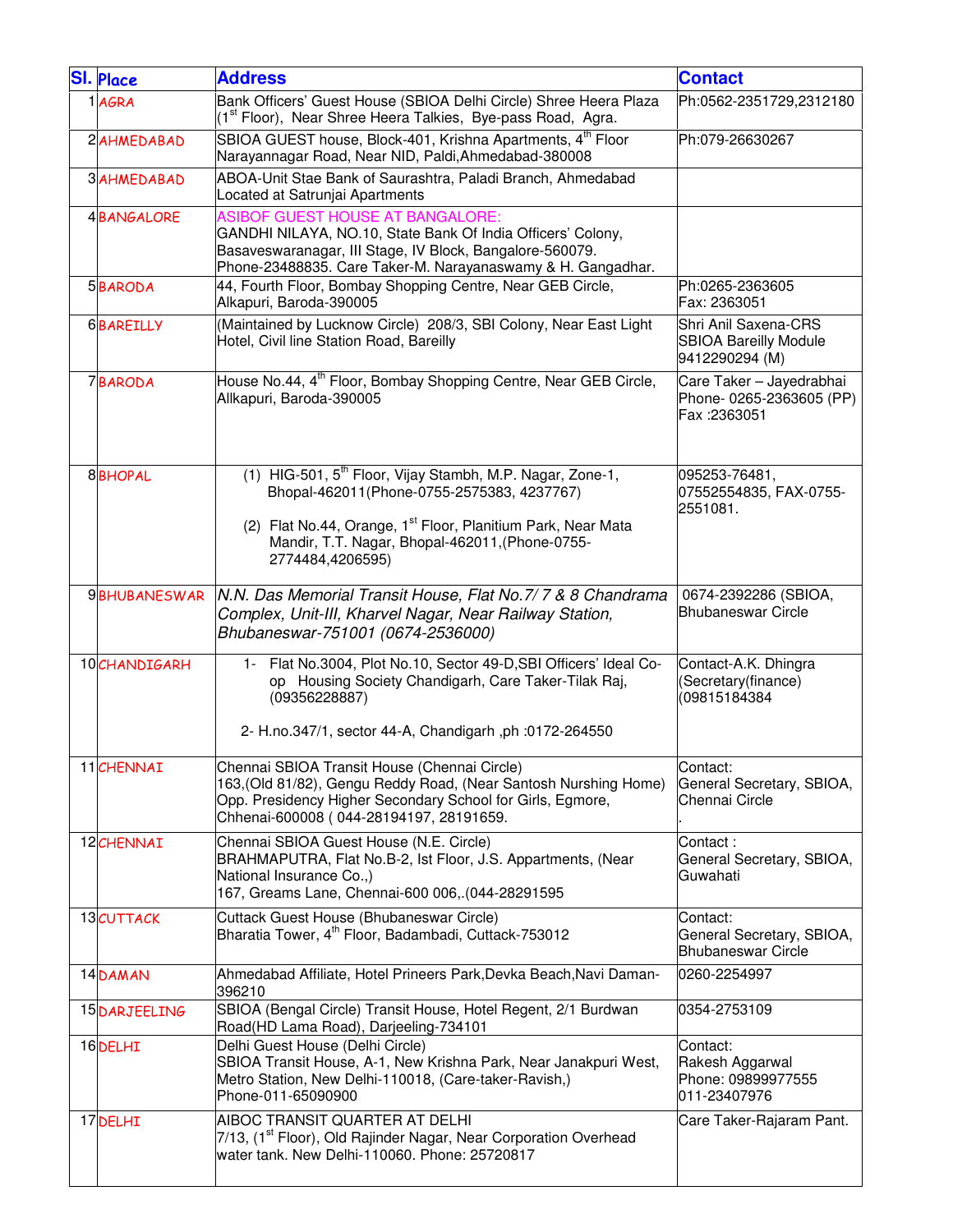| Sl. | Place | Address | Contact |
|---|---|---|---|
| 1 | AGRA | Bank Officers' Guest House (SBIOA Delhi Circle) Shree Heera Plaza (1st Floor), Near Shree Heera Talkies, Bye-pass Road, Agra. | Ph:0562-2351729,2312180 |
| 2 | AHMEDABAD | SBIOA GUEST house, Block-401, Krishna Apartments, 4th Floor Narayannagar Road, Near NID, Paldi,Ahmedabad-380008 | Ph:079-26630267 |
| 3 | AHMEDABAD | ABOA-Unit Stae Bank of Saurashtra, Paladi Branch, Ahmedabad Located at Satrunjai Apartments | |
| 4 | BANGALORE | ASIBOF GUEST HOUSE AT BANGALORE: GANDHI NILAYA, NO.10, State Bank Of India Officers' Colony, Basaveswaranagar, III Stage, IV Block, Bangalore-560079. Phone-23488835. Care Taker-M. Narayanaswamy & H. Gangadhar. | |
| 5 | BARODA | 44, Fourth Floor, Bombay Shopping Centre, Near GEB Circle, Alkapuri, Baroda-390005 | Ph:0265-2363605 Fax: 2363051 |
| 6 | BAREILLY | (Maintained by Lucknow Circle) 208/3, SBI Colony, Near East Light Hotel, Civil line Station Road, Bareilly | Shri Anil Saxena-CRS SBIOA Bareilly Module 9412290294 (M) |
| 7 | BARODA | House No.44, 4th Floor, Bombay Shopping Centre, Near GEB Circle, Allkapuri, Baroda-390005 | Care Taker – Jayedrabhai Phone- 0265-2363605 (PP) Fax :2363051 |
| 8 | BHOPAL | (1) HIG-501, 5th Floor, Vijay Stambh, M.P. Nagar, Zone-1, Bhopal-462011(Phone-0755-2575383, 4237767) (2) Flat No.44, Orange, 1st Floor, Planitium Park, Near Mata Mandir, T.T. Nagar, Bhopal-462011,(Phone-0755-2774484,4206595) | 095253-76481, 07552554835, FAX-0755-2551081. |
| 9 | BHUBANESWAR | *N.N. Das Memorial Transit House, Flat No.7/ 7 & 8 Chandrama Complex, Unit-III, Kharvel Nagar, Near Railway Station, Bhubaneswar-751001 (0674-2536000)* | 0674-2392286 (SBIOA, Bhubaneswar Circle |
| 10 | CHANDIGARH | 1- Flat No.3004, Plot No.10, Sector 49-D,SBI Officers' Ideal Co-op Housing Society Chandigarh, Care Taker-Tilak Raj, (09356228887) 2- H.no.347/1, sector 44-A, Chandigarh ,ph :0172-264550 | Contact-A.K. Dhingra (Secretary(finance) (09815184384 |
| 11 | CHENNAI | Chennai SBIOA Transit House (Chennai Circle) 163,(Old 81/82), Gengu Reddy Road, (Near Santosh Nurshing Home) Opp. Presidency Higher Secondary School for Girls, Egmore, Chhenai-600008 ( 044-28194197, 28191659. | Contact: General Secretary, SBIOA, Chennai Circle . |
| 12 | CHENNAI | Chennai SBIOA Guest House (N.E. Circle) BRAHMAPUTRA, Flat No.B-2, Ist Floor, J.S. Appartments, (Near National Insurance Co.,) 167, Greams Lane, Chennai-600 006,.(044-28291595 | Contact : General Secretary, SBIOA, Guwahati |
| 13 | CUTTACK | Cuttack Guest House (Bhubaneswar Circle) Bharatia Tower, 4th Floor, Badambadi, Cuttack-753012 | Contact: General Secretary, SBIOA, Bhubaneswar Circle |
| 14 | DAMAN | Ahmedabad Affiliate, Hotel Prineers Park,Devka Beach,Navi Daman-396210 | 0260-2254997 |
| 15 | DARJEELING | SBIOA (Bengal Circle) Transit House, Hotel Regent, 2/1 Burdwan Road(HD Lama Road), Darjeeling-734101 | 0354-2753109 |
| 16 | DELHI | Delhi Guest House (Delhi Circle) SBIOA Transit House, A-1, New Krishna Park, Near Janakpuri West, Metro Station, New Delhi-110018, (Care-taker-Ravish,) Phone-011-65090900 | Contact: Rakesh Aggarwal Phone: 09899977555 011-23407976 |
| 17 | DELHI | AIBOC TRANSIT QUARTER AT DELHI 7/13, (1st Floor), Old Rajinder Nagar, Near Corporation Overhead water tank. New Delhi-110060. Phone: 25720817 | Care Taker-Rajaram Pant. |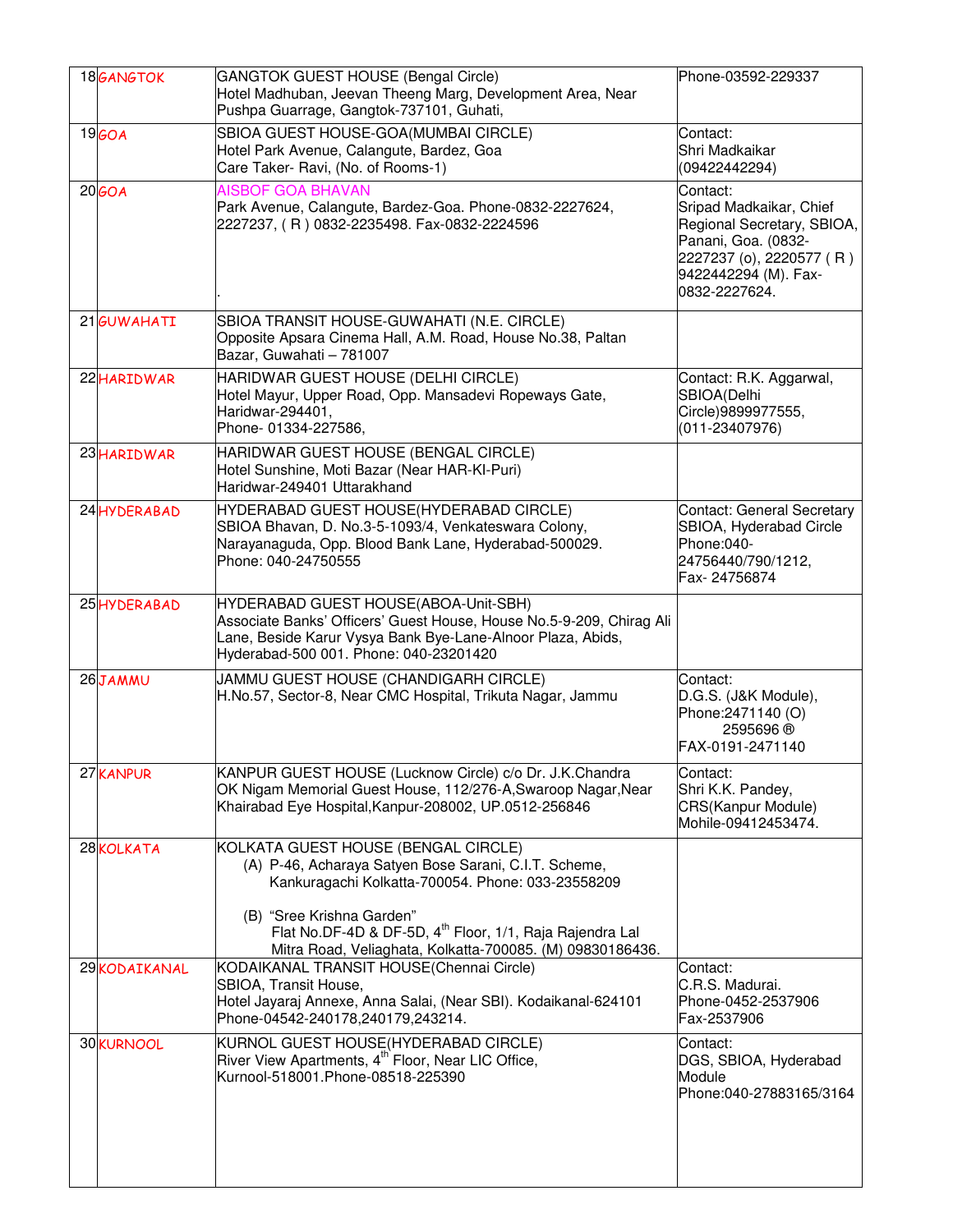| | | | |
|---|---|---|---|
| 18 | GANGTOK | GANGTOK GUEST HOUSE (Bengal Circle)<br>Hotel Madhuban, Jeevan Theeng Marg, Development Area, Near Pushpa Guarrage, Gangtok-737101, Guhati, | Phone-03592-229337 |
| 19 | GOA | SBIOA GUEST HOUSE-GOA(MUMBAI CIRCLE)<br>Hotel Park Avenue, Calangute, Bardez, Goa<br>Care Taker- Ravi, (No. of Rooms-1) | Contact:<br>Shri Madkaikar<br>(09422442294) |
| 20 | GOA | AISBOF GOA BHAVAN<br>Park Avenue, Calangute, Bardez-Goa. Phone-0832-2227624, 2227237, ( R ) 0832-2235498. Fax-0832-2224596<br>. | Contact:<br>Sripad Madkaikar, Chief Regional Secretary, SBIOA, Panani, Goa. (0832-2227237 (o), 2220577 ( R ) 9422442294 (M). Fax-0832-2227624. |
| 21 | GUWAHATI | SBIOA TRANSIT HOUSE-GUWAHATI (N.E. CIRCLE)<br>Opposite Apsara Cinema Hall, A.M. Road, House No.38, Paltan Bazar, Guwahati – 781007 | |
| 22 | HARIDWAR | HARIDWAR GUEST HOUSE (DELHI CIRCLE)<br>Hotel Mayur, Upper Road, Opp. Mansadevi Ropeways Gate, Haridwar-294401,<br>Phone- 01334-227586, | Contact: R.K. Aggarwal, SBIOA(Delhi Circle)9899977555, (011-23407976) |
| 23 | HARIDWAR | HARIDWAR GUEST HOUSE (BENGAL CIRCLE)<br>Hotel Sunshine, Moti Bazar (Near HAR-KI-Puri)<br>Haridwar-249401 Uttarakhand | |
| 24 | HYDERABAD | HYDERABAD GUEST HOUSE(HYDERABAD CIRCLE)<br>SBIOA Bhavan, D. No.3-5-1093/4, Venkateswara Colony, Narayanaguda, Opp. Blood Bank Lane, Hyderabad-500029.<br>Phone: 040-24750555 | Contact: General Secretary SBIOA, Hyderabad Circle<br>Phone:040-24756440/790/1212,<br>Fax- 24756874 |
| 25 | HYDERABAD | HYDERABAD GUEST HOUSE(ABOA-Unit-SBH)<br>Associate Banks' Officers' Guest House, House No.5-9-209, Chirag Ali Lane, Beside Karur Vysya Bank Bye-Lane-Alnoor Plaza, Abids, Hyderabad-500 001. Phone: 040-23201420 | |
| 26 | JAMMU | JAMMU GUEST HOUSE (CHANDIGARH CIRCLE)<br>H.No.57, Sector-8, Near CMC Hospital, Trikuta Nagar, Jammu | Contact:<br>D.G.S. (J&K Module),<br>Phone:2471140 (O)<br>2595696 ®<br>FAX-0191-2471140 |
| 27 | KANPUR | KANPUR GUEST HOUSE (Lucknow Circle) c/o Dr. J.K.Chandra OK Nigam Memorial Guest House, 112/276-A,Swaroop Nagar,Near Khairabad Eye Hospital,Kanpur-208002, UP.0512-256846 | Contact:<br>Shri K.K. Pandey, CRS(Kanpur Module)<br>Mohile-09412453474. |
| 28 | KOLKATA | KOLKATA GUEST HOUSE (BENGAL CIRCLE)<br>(A) P-46, Acharaya Satyen Bose Sarani, C.I.T. Scheme, Kankuragachi Kolkatta-700054. Phone: 033-23558209<br>(B) "Sree Krishna Garden"<br>Flat No.DF-4D & DF-5D, 4th Floor, 1/1, Raja Rajendra Lal Mitra Road, Veliaghata, Kolkatta-700085. (M) 09830186436. | |
| 29 | KODAIKANAL | KODAIKANAL TRANSIT HOUSE(Chennai Circle)<br>SBIOA, Transit House,<br>Hotel Jayaraj Annexe, Anna Salai, (Near SBI). Kodaikanal-624101<br>Phone-04542-240178,240179,243214. | Contact:<br>C.R.S. Madurai.<br>Phone-0452-2537906<br>Fax-2537906 |
| 30 | KURNOOL | KURNOL GUEST HOUSE(HYDERABAD CIRCLE)<br>River View Apartments, 4th Floor, Near LIC Office,<br>Kurnool-518001.Phone-08518-225390 | Contact:<br>DGS, SBIOA, Hyderabad Module<br>Phone:040-27883165/3164 |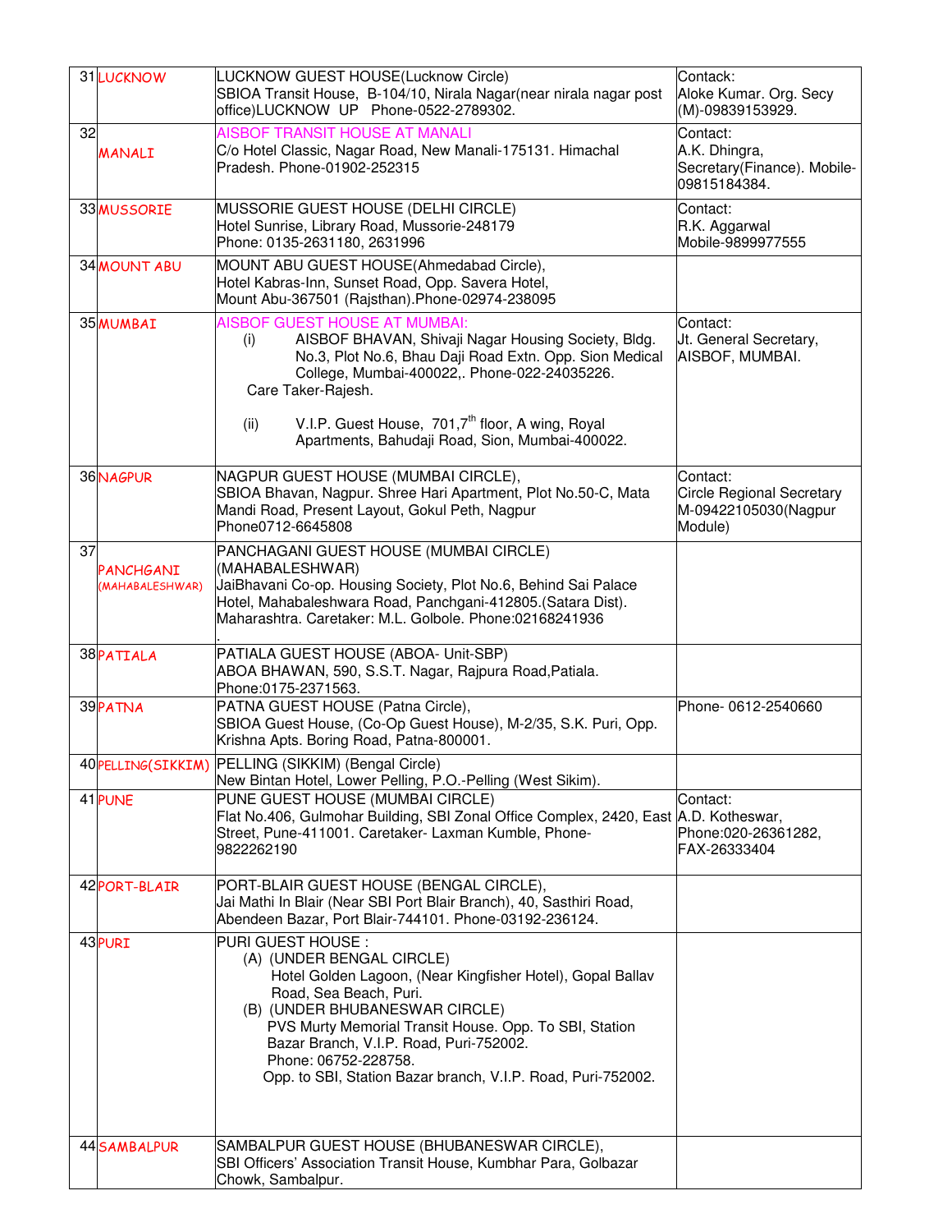| 31 | LUCKNOW | LUCKNOW GUEST HOUSE(Lucknow Circle)<br>SBIOA Transit House, B-104/10, Nirala Nagar(near nirala nagar post office)LUCKNOW UP Phone-0522-2789302. | Contack:<br>Aloke Kumar. Org. Secy<br>(M)-09839153929. |
|---|---|---|---|
| 32 | MANALI | AISBOF TRANSIT HOUSE AT MANALI<br>C/o Hotel Classic, Nagar Road, New Manali-175131. Himachal Pradesh. Phone-01902-252315 | Contact:<br>A.K. Dhingra, Secretary(Finance). Mobile-09815184384. |
| 33 | MUSSORIE | MUSSORIE GUEST HOUSE (DELHI CIRCLE)<br>Hotel Sunrise, Library Road, Mussorie-248179<br>Phone: 0135-2631180, 2631996 | Contact:<br>R.K. Aggarwal<br>Mobile-9899977555 |
| 34 | MOUNT ABU | MOUNT ABU GUEST HOUSE(Ahmedabad Circle),<br>Hotel Kabras-Inn, Sunset Road, Opp. Savera Hotel,<br>Mount Abu-367501 (Rajsthan).Phone-02974-238095 | |
| 35 | MUMBAI | AISBOF GUEST HOUSE AT MUMBAI:<br>(i) AISBOF BHAVAN, Shivaji Nagar Housing Society, Bldg. No.3, Plot No.6, Bhau Daji Road Extn. Opp. Sion Medical College, Mumbai-400022,. Phone-022-24035226.<br>Care Taker-Rajesh.<br><br>(ii) V.I.P. Guest House, 701,7th floor, A wing, Royal Apartments, Bahudaji Road, Sion, Mumbai-400022. | Contact:<br>Jt. General Secretary, AISBOF, MUMBAI. |
| 36 | NAGPUR | NAGPUR GUEST HOUSE (MUMBAI CIRCLE),<br>SBIOA Bhavan, Nagpur. Shree Hari Apartment, Plot No.50-C, Mata Mandi Road, Present Layout, Gokul Peth, Nagpur<br>Phone0712-6645808 | Contact:<br>Circle Regional Secretary<br>M-09422105030(Nagpur Module) |
| 37 | PANCHGANI (MAHABALESHWAR) | PANCHAGANI GUEST HOUSE (MUMBAI CIRCLE) (MAHABALESHWAR)<br>JaiBhavani Co-op. Housing Society, Plot No.6, Behind Sai Palace Hotel, Mahabaleshwara Road, Panchgani-412805.(Satara Dist). Maharashtra. Caretaker: M.L. Golbole. Phone:02168241936<br>. | |
| 38 | PATIALA | PATIALA GUEST HOUSE (ABOA- Unit-SBP)<br>ABOA BHAWAN, 590, S.S.T. Nagar, Rajpura Road,Patiala.<br>Phone:0175-2371563. | |
| 39 | PATNA | PATNA GUEST HOUSE (Patna Circle),<br>SBIOA Guest House, (Co-Op Guest House), M-2/35, S.K. Puri, Opp. Krishna Apts. Boring Road, Patna-800001. | Phone- 0612-2540660 |
| 40 | PELLING(SIKKIM) | PELLING (SIKKIM) (Bengal Circle)<br>New Bintan Hotel, Lower Pelling, P.O.-Pelling (West Sikim). | |
| 41 | PUNE | PUNE GUEST HOUSE (MUMBAI CIRCLE)<br>Flat No.406, Gulmohar Building, SBI Zonal Office Complex, 2420, East Street, Pune-411001. Caretaker- Laxman Kumble, Phone-9822262190 | Contact:<br>A.D. Kotheswar,<br>Phone:020-26361282,<br>FAX-26333404 |
| 42 | PORT-BLAIR | PORT-BLAIR GUEST HOUSE (BENGAL CIRCLE),<br>Jai Mathi In Blair (Near SBI Port Blair Branch), 40, Sasthiri Road, Abendeen Bazar, Port Blair-744101. Phone-03192-236124. | |
| 43 | PURI | PURI GUEST HOUSE :<br>(A) (UNDER BENGAL CIRCLE)<br>Hotel Golden Lagoon, (Near Kingfisher Hotel), Gopal Ballav Road, Sea Beach, Puri.<br>(B) (UNDER BHUBANESWAR CIRCLE)<br>PVS Murty Memorial Transit House. Opp. To SBI, Station Bazar Branch, V.I.P. Road, Puri-752002.<br>Phone: 06752-228758.<br>Opp. to SBI, Station Bazar branch, V.I.P. Road, Puri-752002. | |
| 44 | SAMBALPUR | SAMBALPUR GUEST HOUSE (BHUBANESWAR CIRCLE),<br>SBI Officers' Association Transit House, Kumbhar Para, Golbazar Chowk, Sambalpur. | |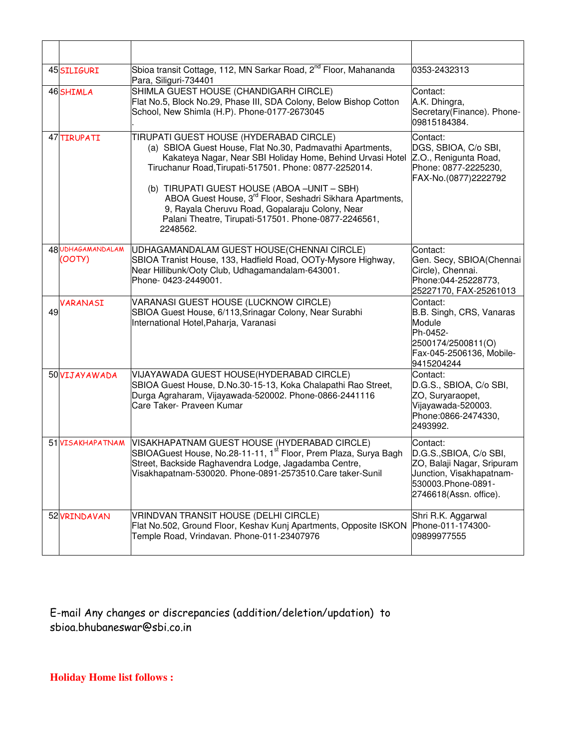| | | | |
|---|---|---|---|
| 45 | SILIGURI | Sbioa transit Cottage, 112, MN Sarkar Road, 2nd Floor, Mahananda Para, Siliguri-734401 | 0353-2432313 |
| 46 | SHIMLA | SHIMLA GUEST HOUSE (CHANDIGARH CIRCLE) Flat No.5, Block No.29, Phase III, SDA Colony, Below Bishop Cotton School, New Shimla (H.P). Phone-0177-2673045 . | Contact: A.K. Dhingra, Secretary(Finance). Phone-09815184384. |
| 47 | TIRUPATI | TIRUPATI GUEST HOUSE (HYDERABAD CIRCLE) (a) SBIOA Guest House, Flat No.30, Padmavathi Apartments, Kakateya Nagar, Near SBI Holiday Home, Behind Urvasi Hotel Tiruchanur Road,Tirupati-517501. Phone: 0877-2252014. (b) TIRUPATI GUEST HOUSE (ABOA –UNIT – SBH) ABOA Guest House, 3rd Floor, Seshadri Sikhara Apartments, 9, Rayala Cheruvu Road, Gopalaraju Colony, Near Palani Theatre, Tirupati-517501. Phone-0877-2246561, 2248562. | Contact: DGS, SBIOA, C/o SBI, Z.O., Renigunta Road, Phone: 0877-2225230, FAX-No.(0877)2222792 |
| 48 | UDHAGAMANDALAM (OOTY) | UDHAGAMANDALAM GUEST HOUSE(CHENNAI CIRCLE) SBIOA Tranist House, 133, Hadfield Road, OOTy-Mysore Highway, Near Hillibunk/Ooty Club, Udhagamandalam-643001. Phone- 0423-2449001. | Contact: Gen. Secy, SBIOA(Chennai Circle), Chennai. Phone:044-25228773, 25227170, FAX-25261013 |
| 49 | VARANASI | VARANASI GUEST HOUSE (LUCKNOW CIRCLE) SBIOA Guest House, 6/113,Srinagar Colony, Near Surabhi International Hotel,Paharja, Varanasi | Contact: B.B. Singh, CRS, Vanaras Module Ph-0452-2500174/2500811(O) Fax-045-2506136, Mobile-9415204244 |
| 50 | VIJAYAWADA | VIJAYAWADA GUEST HOUSE(HYDERABAD CIRCLE) SBIOA Guest House, D.No.30-15-13, Koka Chalapathi Rao Street, Durga Agraharam, Vijayawada-520002. Phone-0866-2441116 Care Taker- Praveen Kumar | Contact: D.G.S., SBIOA, C/o SBI, ZO, Suryaraopet, Vijayawada-520003. Phone:0866-2474330, 2493992. |
| 51 | VISAKHAPATNAM | VISAKHAPATNAM GUEST HOUSE (HYDERABAD CIRCLE) SBIOAGuest House, No.28-11-11, 1st Floor, Prem Plaza, Surya Bagh Street, Backside Raghavendra Lodge, Jagadamba Centre, Visakhapatnam-530020. Phone-0891-2573510.Care taker-Sunil | Contact: D.G.S.,SBIOA, C/o SBI, ZO, Balaji Nagar, Sripuram Junction, Visakhapatnam-530003.Phone-0891-2746618(Assn. office). |
| 52 | VRINDAVAN | VRINDVAN TRANSIT HOUSE (DELHI CIRCLE) Flat No.502, Ground Floor, Keshav Kunj Apartments, Opposite ISKON Temple Road, Vrindavan. Phone-011-23407976 | Shri R.K. Aggarwal Phone-011-174300-09899977555 |

E-mail Any changes or discrepancies (addition/deletion/updation) to sbioa.bhubaneswar@sbi.co.in

**Holiday Home list follows :**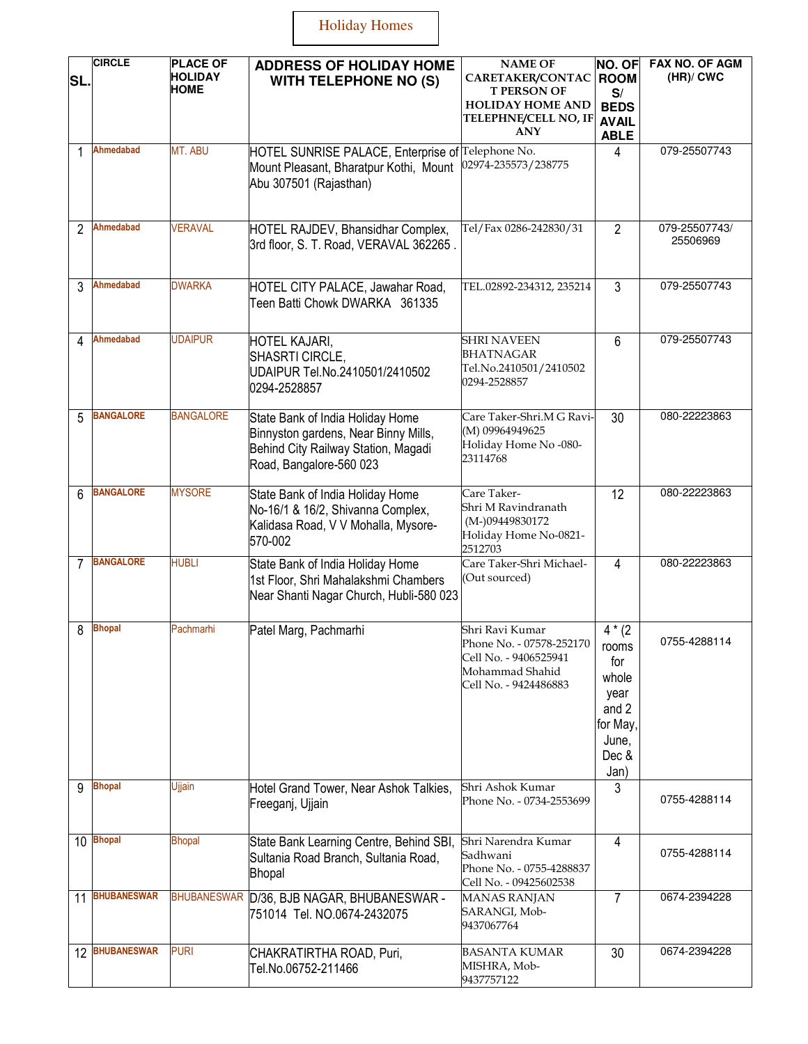# Holiday Homes

| SL. | CIRCLE | PLACE OF HOLIDAY HOME | ADDRESS OF HOLIDAY HOME WITH TELEPHONE NO (S) | NAME OF CARETAKER/CONTACT PERSON OF HOLIDAY HOME AND TELEPHNE/CELL NO, IF ANY | NO. OF ROOMS/ BEDS AVAILABLE | FAX NO. OF AGM (HR)/ CWC |
|---|---|---|---|---|---|---|
| 1 | Ahmedabad | MT. ABU | HOTEL SUNRISE PALACE, Enterprise of Mount Pleasant, Bharatpur Kothi, Mount Abu 307501 (Rajasthan) | Telephone No. 02974-235573/238775 | 4 | 079-25507743 |
| 2 | Ahmedabad | VERAVAL | HOTEL RAJDEV, Bhansidhar Complex, 3rd floor, S. T. Road, VERAVAL 362265 . | Tel/Fax 0286-242830/31 | 2 | 079-25507743/ 25506969 |
| 3 | Ahmedabad | DWARKA | HOTEL CITY PALACE, Jawahar Road, Teen Batti Chowk DWARKA 361335 | TEL.02892-234312, 235214 | 3 | 079-25507743 |
| 4 | Ahmedabad | UDAIPUR | HOTEL KAJARI, SHASRTI CIRCLE, UDAIPUR Tel.No.2410501/2410502 0294-2528857 | SHRI NAVEEN BHATNAGAR Tel.No.2410501/2410502 0294-2528857 | 6 | 079-25507743 |
| 5 | BANGALORE | BANGALORE | State Bank of India Holiday Home Binnyston gardens, Near Binny Mills, Behind City Railway Station, Magadi Road, Bangalore-560 023 | Care Taker-Shri.M G Ravi-(M) 09964949625 Holiday Home No -080-23114768 | 30 | 080-22223863 |
| 6 | BANGALORE | MYSORE | State Bank of India Holiday Home No-16/1 & 16/2, Shivanna Complex, Kalidasa Road, V V Mohalla, Mysore-570-002 | Care Taker- Shri M Ravindranath (M-)09449830172 Holiday Home No-0821-2512703 | 12 | 080-22223863 |
| 7 | BANGALORE | HUBLI | State Bank of India Holiday Home 1st Floor, Shri Mahalakshmi Chambers Near Shanti Nagar Church, Hubli-580 023 | Care Taker-Shri Michael-(Out sourced) | 4 | 080-22223863 |
| 8 | Bhopal | Pachmarhi | Patel Marg, Pachmarhi | Shri Ravi Kumar Phone No. - 07578-252170 Cell No. - 9406525941 Mohammad Shahid Cell No. - 9424486883 | 4 * (2 rooms for whole year and 2 for May, June, Dec & Jan) | 0755-4288114 |
| 9 | Bhopal | Ujjain | Hotel Grand Tower, Near Ashok Talkies, Freeganj, Ujjain | Shri Ashok Kumar Phone No. - 0734-2553699 | 3 | 0755-4288114 |
| 10 | Bhopal | Bhopal | State Bank Learning Centre, Behind SBI, Sultania Road Branch, Sultania Road, Bhopal | Shri Narendra Kumar Sadhwani Phone No. - 0755-4288837 Cell No. - 09425602538 | 4 | 0755-4288114 |
| 11 | BHUBANESWAR | BHUBANESWAR | D/36, BJB NAGAR, BHUBANESWAR - 751014 Tel. NO.0674-2432075 | MANAS RANJAN SARANGI, Mob-9437067764 | 7 | 0674-2394228 |
| 12 | BHUBANESWAR | PURI | CHAKRATIRTHA ROAD, Puri, Tel.No.06752-211466 | BASANTA KUMAR MISHRA, Mob-9437757122 | 30 | 0674-2394228 |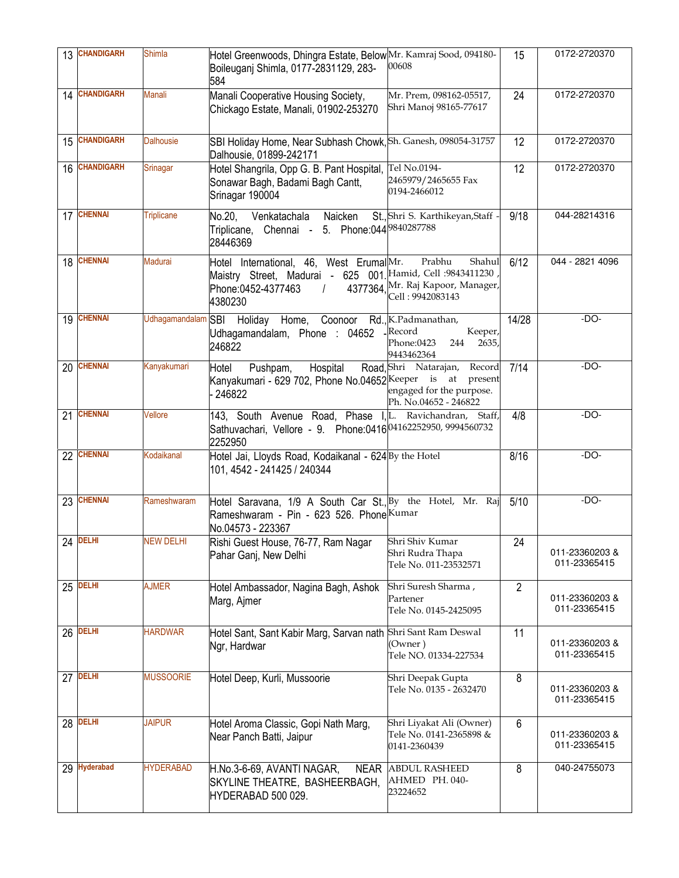| 13 | CHANDIGARH | Shimla | Hotel Greenwoods, Dhingra Estate, Below Boileuganj Shimla, 0177-2831129, 283-584 | Mr. Kamraj Sood, 094180-00608 | 15 | 0172-2720370 |
|---|---|---|---|---|---|---|
| 14 | CHANDIGARH | Manali | Manali Cooperative Housing Society, Chickago Estate, Manali, 01902-253270 | Mr. Prem, 098162-05517, Shri Manoj 98165-77617 | 24 | 0172-2720370 |
| 15 | CHANDIGARH | Dalhousie | SBI Holiday Home, Near Subhash Chowk, Dalhousie, 01899-242171 | Sh. Ganesh, 098054-31757 | 12 | 0172-2720370 |
| 16 | CHANDIGARH | Srinagar | Hotel Shangrila, Opp G. B. Pant Hospital, Sonawar Bagh, Badami Bagh Cantt, Srinagar 190004 | Tel No.0194-2465979/2465655 Fax 0194-2466012 | 12 | 0172-2720370 |
| 17 | CHENNAI | Triplicane | No.20, Venkatachala Naicken St., Triplicane, Chennai - 5. Phone:044 28446369 | Shri S. Karthikeyan,Staff - 9840287788 | 9/18 | 044-28214316 |
| 18 | CHENNAI | Madurai | Hotel International, 46, West Erumal Maistry Street, Madurai - 625 001. Phone:0452-4377463 / 4377364, 4380230 | Mr. Prabhu Shahul Hamid, Cell :9843411230 , Mr. Raj Kapoor, Manager, Cell : 9942083143 | 6/12 | 044 - 2821 4096 |
| 19 | CHENNAI | Udhagamandalam | SBI Holiday Home, Coonoor Rd., Udhagamandalam, Phone : 04652 - 246822 | K.Padmanathan, Record Keeper, Phone:0423 244 2635, 9443462364 | 14/28 | -DO- |
| 20 | CHENNAI | Kanyakumari | Hotel Pushpam, Hospital Road, Kanyakumari - 629 702, Phone No.04652 - 246822 | Shri Natarajan, Record Keeper is at present engaged for the purpose. Ph. No.04652 - 246822 | 7/14 | -DO- |
| 21 | CHENNAI | Vellore | 143, South Avenue Road, Phase I, Sathuvachari, Vellore - 9. Phone:0416 2252950 | L. Ravichandran, Staff, 04162252950, 9994560732 | 4/8 | -DO- |
| 22 | CHENNAI | Kodaikanal | Hotel Jai, Lloyds Road, Kodaikanal - 624 101, 4542 - 241425 / 240344 | By the Hotel | 8/16 | -DO- |
| 23 | CHENNAI | Rameshwaram | Hotel Saravana, 1/9 A South Car St., Rameshwaram - Pin - 623 526. Phone No.04573 - 223367 | By the Hotel, Mr. Raj Kumar | 5/10 | -DO- |
| 24 | DELHI | NEW DELHI | Rishi Guest House, 76-77, Ram Nagar Pahar Ganj, New Delhi | Shri Shiv Kumar Shri Rudra Thapa Tele No. 011-23532571 | 24 | 011-23360203 & 011-23365415 |
| 25 | DELHI | AJMER | Hotel Ambassador, Nagina Bagh, Ashok Marg, Ajmer | Shri Suresh Sharma , Partener Tele No. 0145-2425095 | 2 | 011-23360203 & 011-23365415 |
| 26 | DELHI | HARDWAR | Hotel Sant, Sant Kabir Marg, Sarvan nath Ngr, Hardwar | Shri Sant Ram Deswal (Owner ) Tele NO. 01334-227534 | 11 | 011-23360203 & 011-23365415 |
| 27 | DELHI | MUSSOORIE | Hotel Deep, Kurli, Mussoorie | Shri Deepak Gupta Tele No. 0135 - 2632470 | 8 | 011-23360203 & 011-23365415 |
| 28 | DELHI | JAIPUR | Hotel Aroma Classic, Gopi Nath Marg, Near Panch Batti, Jaipur | Shri Liyakat Ali (Owner) Tele No. 0141-2365898 & 0141-2360439 | 6 | 011-23360203 & 011-23365415 |
| 29 | Hyderabad | HYDERABAD | H.No.3-6-69, AVANTI NAGAR, NEAR SKYLINE THEATRE, BASHEERBAGH, HYDERABAD 500 029. | ABDUL RASHEED AHMED PH. 040-23224652 | 8 | 040-24755073 |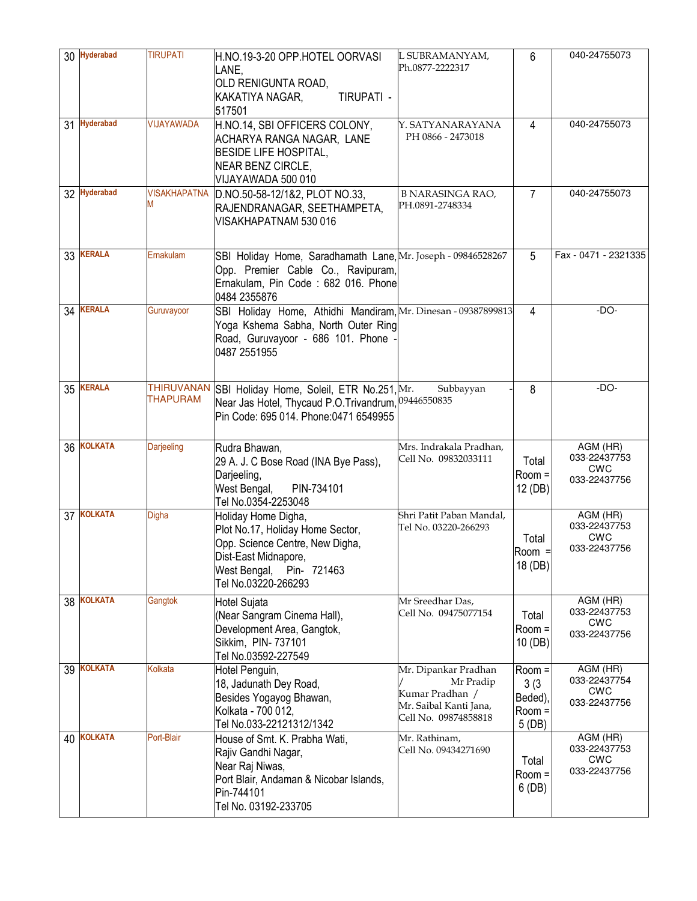| 30 | Hyderabad | TIRUPATI | H.NO.19-3-20 OPP.HOTEL OORVASI LANE, OLD RENIGUNTA ROAD, KAKATIYA NAGAR, TIRUPATI - 517501 | L SUBRAMANYAM, Ph.0877-2222317 | 6 | 040-24755073 |
|---|---|---|---|---|---|---|
| 31 | Hyderabad | VIJAYAWADA | H.NO.14, SBI OFFICERS COLONY, ACHARYA RANGA NAGAR, LANE BESIDE LIFE HOSPITAL, NEAR BENZ CIRCLE, VIJAYAWADA 500 010 | Y. SATYANARAYANA PH 0866 - 2473018 | 4 | 040-24755073 |
| 32 | Hyderabad | VISAKHAPATNAM | D.NO.50-58-12/1&2, PLOT NO.33, RAJENDRANAGAR, SEETHAMPETA, VISAKHAPATNAM 530 016 | B NARASINGA RAO, PH.0891-2748334 | 7 | 040-24755073 |
| 33 | KERALA | Ernakulam | SBI Holiday Home, Saradhamath Lane, Opp. Premier Cable Co., Ravipuram, Ernakulam, Pin Code : 682 016. Phone 0484 2355876 | Mr. Joseph - 09846528267 | 5 | Fax - 0471 - 2321335 |
| 34 | KERALA | Guruvayoor | SBI Holiday Home, Athidhi Mandiram, Yoga Kshema Sabha, North Outer Ring Road, Guruvayoor - 686 101. Phone - 0487 2551955 | Mr. Dinesan - 09387899813 | 4 | -DO- |
| 35 | KERALA | THIRUVANANTHAPURAM | SBI Holiday Home, Soleil, ETR No.251, Near Jas Hotel, Thycaud P.O.Trivandrum, Pin Code: 695 014. Phone:0471 6549955 | Mr. Subbayyan - 09446550835 | 8 | -DO- |
| 36 | KOLKATA | Darjeeling | Rudra Bhawan, 29 A. J. C Bose Road (INA Bye Pass), Darjeeling, West Bengal, PIN-734101 Tel No.0354-2253048 | Mrs. Indrakala Pradhan, Cell No. 09832033111 | Total Room = 12 (DB) | AGM (HR) 033-22437753 CWC 033-22437756 |
| 37 | KOLKATA | Digha | Holiday Home Digha, Plot No.17, Holiday Home Sector, Opp. Science Centre, New Digha, Dist-East Midnapore, West Bengal, Pin- 721463 Tel No.03220-266293 | Shri Patit Paban Mandal, Tel No. 03220-266293 | Total Room = 18 (DB) | AGM (HR) 033-22437753 CWC 033-22437756 |
| 38 | KOLKATA | Gangtok | Hotel Sujata (Near Sangram Cinema Hall), Development Area, Gangtok, Sikkim, PIN- 737101 Tel No.03592-227549 | Mr Sreedhar Das, Cell No. 09475077154 | Total Room = 10 (DB) | AGM (HR) 033-22437753 CWC 033-22437756 |
| 39 | KOLKATA | Kolkata | Hotel Penguin, 18, Jadunath Dey Road, Besides Yogayog Bhawan, Kolkata - 700 012, Tel No.033-22121312/1342 | Mr. Dipankar Pradhan / Mr Pradip Kumar Pradhan / Mr. Saibal Kanti Jana, Cell No. 09874858818 | Room = 3 (3 Beded), Room = 5 (DB) | AGM (HR) 033-22437754 CWC 033-22437756 |
| 40 | KOLKATA | Port-Blair | House of Smt. K. Prabha Wati, Rajiv Gandhi Nagar, Near Raj Niwas, Port Blair, Andaman & Nicobar Islands, Pin-744101 Tel No. 03192-233705 | Mr. Rathinam, Cell No. 09434271690 | Total Room = 6 (DB) | AGM (HR) 033-22437753 CWC 033-22437756 |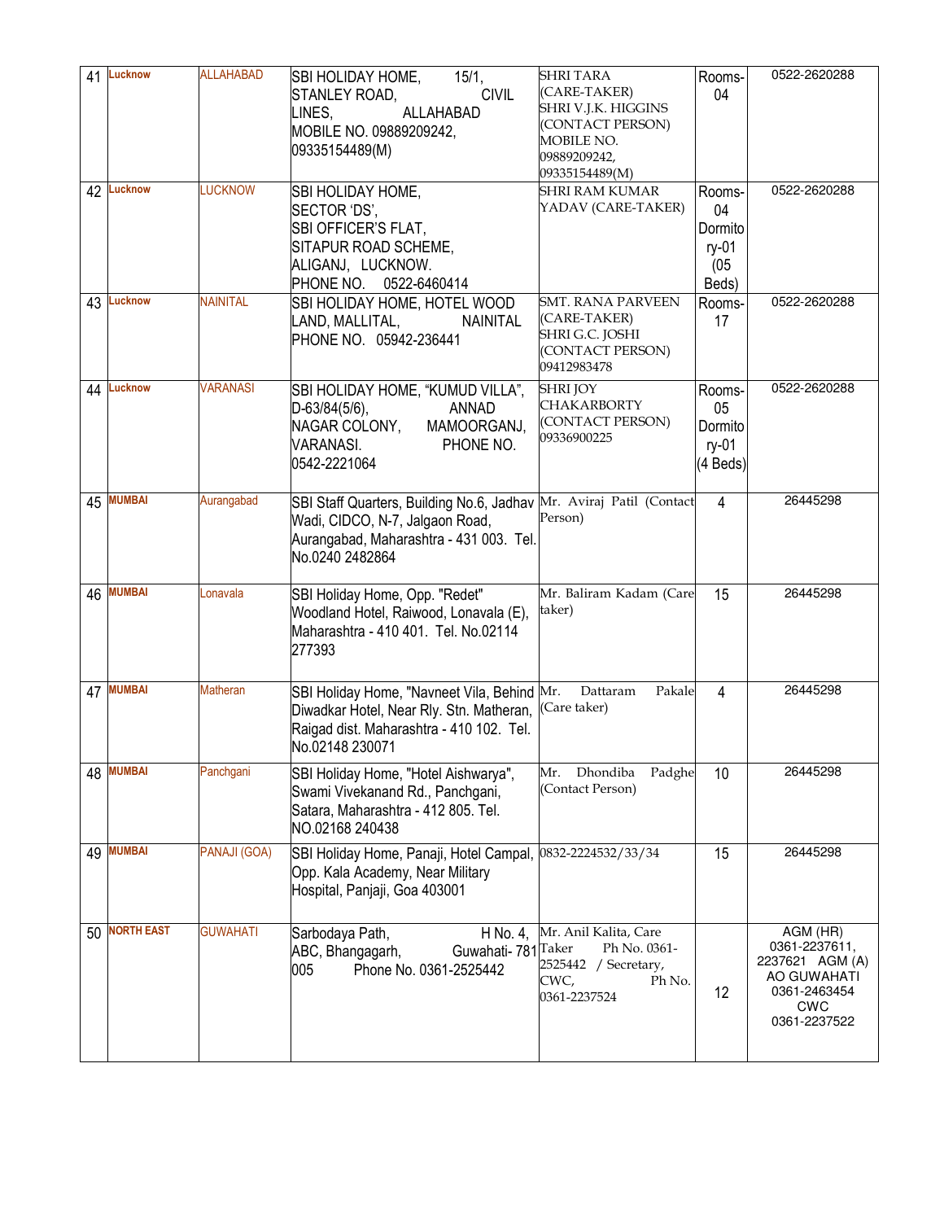| 41 | Lucknow | ALLAHABAD | SBI HOLIDAY HOME, 15/1, STANLEY ROAD, CIVIL LINES, ALLAHABAD MOBILE NO. 09889209242, 09335154489(M) | SHRI TARA (CARE-TAKER) SHRI V.J.K. HIGGINS (CONTACT PERSON) MOBILE NO. 09889209242, 09335154489(M) | Rooms-04 | 0522-2620288 |
|---|---|---|---|---|---|---|
| 42 | Lucknow | LUCKNOW | SBI HOLIDAY HOME, SECTOR 'DS', SBI OFFICER'S FLAT, SITAPUR ROAD SCHEME, ALIGANJ, LUCKNOW. PHONE NO. 0522-6460414 | SHRI RAM KUMAR YADAV (CARE-TAKER) | Rooms-04 Dormitory-01 (05 Beds) | 0522-2620288 |
| 43 | Lucknow | NAINITAL | SBI HOLIDAY HOME, HOTEL WOOD LAND, MALLITAL, NAINITAL PHONE NO. 05942-236441 | SMT. RANA PARVEEN (CARE-TAKER) SHRI G.C. JOSHI (CONTACT PERSON) 09412983478 | Rooms-17 | 0522-2620288 |
| 44 | Lucknow | VARANASI | SBI HOLIDAY HOME, "KUMUD VILLA", D-63/84(5/6), ANNAD NAGAR COLONY, MAMOORGANJ, VARANASI. PHONE NO. 0542-2221064 | SHRI JOY CHAKARBORTY (CONTACT PERSON) 09336900225 | Rooms-05 Dormitory-01 (4 Beds) | 0522-2620288 |
| 45 | MUMBAI | Aurangabad | SBI Staff Quarters, Building No.6, Jadhav Wadi, CIDCO, N-7, Jalgaon Road, Aurangabad, Maharashtra - 431 003. Tel. No.0240 2482864 | Mr. Aviraj Patil (Contact Person) | 4 | 26445298 |
| 46 | MUMBAI | Lonavala | SBI Holiday Home, Opp. "Redet" Woodland Hotel, Raiwood, Lonavala (E), Maharashtra - 410 401. Tel. No.02114 277393 | Mr. Baliram Kadam (Care taker) | 15 | 26445298 |
| 47 | MUMBAI | Matheran | SBI Holiday Home, "Navneet Vila, Behind Diwadkar Hotel, Near Rly. Stn. Matheran, Raigad dist. Maharashtra - 410 102. Tel. No.02148 230071 | Mr. Dattaram Pakale (Care taker) | 4 | 26445298 |
| 48 | MUMBAI | Panchgani | SBI Holiday Home, "Hotel Aishwarya", Swami Vivekanand Rd., Panchgani, Satara, Maharashtra - 412 805. Tel. NO.02168 240438 | Mr. Dhondiba Padghe (Contact Person) | 10 | 26445298 |
| 49 | MUMBAI | PANAJI (GOA) | SBI Holiday Home, Panaji, Hotel Campal, Opp. Kala Academy, Near Military Hospital, Panjaji, Goa 403001 | 0832-2224532/33/34 | 15 | 26445298 |
| 50 | NORTH EAST | GUWAHATI | Sarbodaya Path, H No. 4, ABC, Bhangagarh, Guwahati- 781 005 Phone No. 0361-2525442 | Mr. Anil Kalita, Care Taker Ph No. 0361-2525442 / Secretary, CWC, Ph No. 0361-2237524 | 12 | AGM (HR) 0361-2237611, 2237621 AGM (A) AO GUWAHATI 0361-2463454 CWC 0361-2237522 |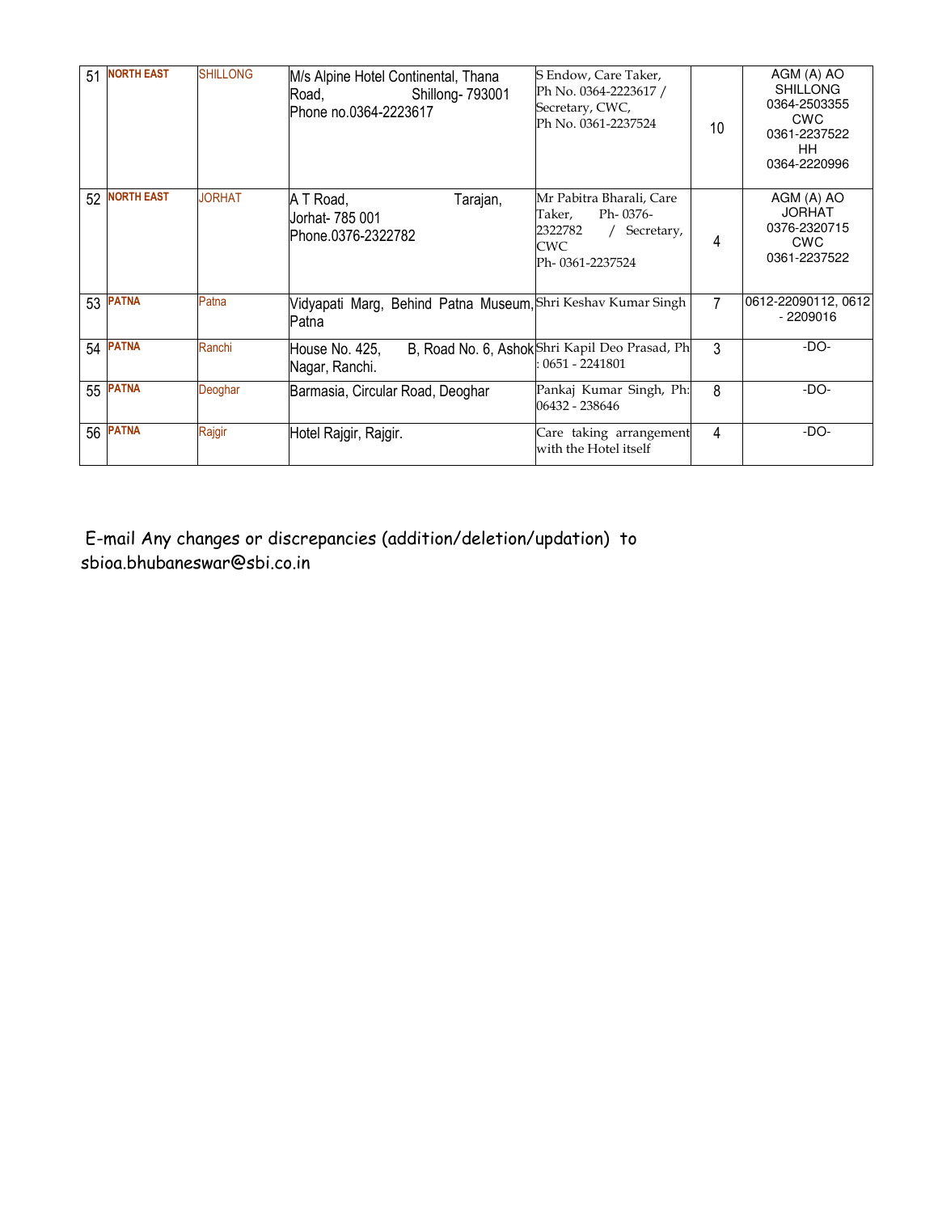| | | | | | | |
|---|---|---|---|---|---|---|
| 51 | NORTH EAST | SHILLONG | M/s Alpine Hotel Continental, Thana Road, Shillong- 793001 Phone no.0364-2223617 | S Endow, Care Taker, Ph No. 0364-2223617 / Secretary, CWC, Ph No. 0361-2237524 | 10 | AGM (A) AO SHILLONG 0364-2503355 CWC 0361-2237522 HH 0364-2220996 |
| 52 | NORTH EAST | JORHAT | A T Road, Tarajan, Jorhat- 785 001 Phone.0376-2322782 | Mr Pabitra Bharali, Care Taker, Ph- 0376-2322782 / Secretary, CWC Ph- 0361-2237524 | 4 | AGM (A) AO JORHAT 0376-2320715 CWC 0361-2237522 |
| 53 | PATNA | Patna | Vidyapati Marg, Behind Patna Museum, Patna | Shri Keshav Kumar Singh | 7 | 0612-22090112, 0612 - 2209016 |
| 54 | PATNA | Ranchi | House No. 425, B, Road No. 6, Ashok Nagar, Ranchi. | Shri Kapil Deo Prasad, Ph : 0651 - 2241801 | 3 | -DO- |
| 55 | PATNA | Deoghar | Barmasia, Circular Road, Deoghar | Pankaj Kumar Singh, Ph: 06432 - 238646 | 8 | -DO- |
| 56 | PATNA | Rajgir | Hotel Rajgir, Rajgir. | Care taking arrangement with the Hotel itself | 4 | -DO- |

E-mail Any changes or discrepancies (addition/deletion/updation) to sbioa.bhubaneswar@sbi.co.in